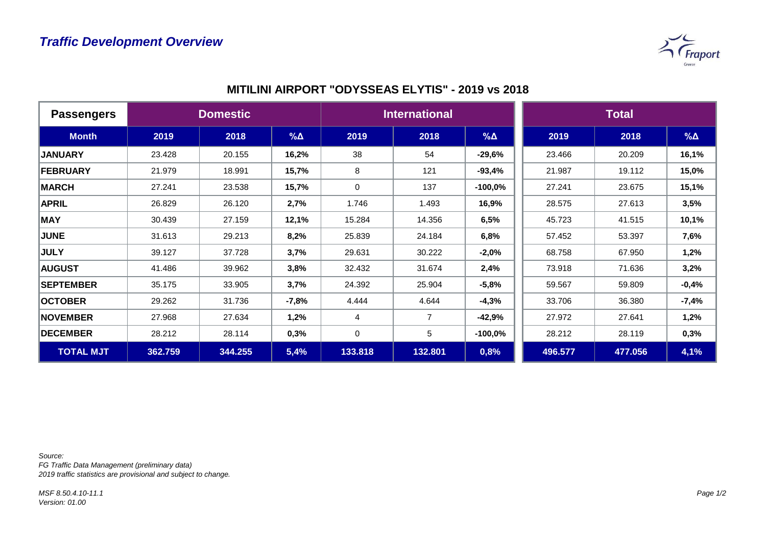## *Traffic Development Overview*

### MITILINI AIRPORT "ODYSSEAS ELYTIS" - 2019 vs 2018

| Passengers | Domestic | | | International | | | Total | | |
|---|---|---|---|---|---|---|---|---|---|
| **Month** | **2019** | **2018** | **%Δ** | **2019** | **2018** | **%Δ** | **2019** | **2018** | **%Δ** |
| **JANUARY** | 23.428 | 20.155 | **16,2%** | 38 | 54 | **-29,6%** | 23.466 | 20.209 | **16,1%** |
| **FEBRUARY** | 21.979 | 18.991 | **15,7%** | 8 | 121 | **-93,4%** | 21.987 | 19.112 | **15,0%** |
| **MARCH** | 27.241 | 23.538 | **15,7%** | 0 | 137 | **-100,0%** | 27.241 | 23.675 | **15,1%** |
| **APRIL** | 26.829 | 26.120 | **2,7%** | 1.746 | 1.493 | **16,9%** | 28.575 | 27.613 | **3,5%** |
| **MAY** | 30.439 | 27.159 | **12,1%** | 15.284 | 14.356 | **6,5%** | 45.723 | 41.515 | **10,1%** |
| **JUNE** | 31.613 | 29.213 | **8,2%** | 25.839 | 24.184 | **6,8%** | 57.452 | 53.397 | **7,6%** |
| **JULY** | 39.127 | 37.728 | **3,7%** | 29.631 | 30.222 | **-2,0%** | 68.758 | 67.950 | **1,2%** |
| **AUGUST** | 41.486 | 39.962 | **3,8%** | 32.432 | 31.674 | **2,4%** | 73.918 | 71.636 | **3,2%** |
| **SEPTEMBER** | 35.175 | 33.905 | **3,7%** | 24.392 | 25.904 | **-5,8%** | 59.567 | 59.809 | **-0,4%** |
| **OCTOBER** | 29.262 | 31.736 | **-7,8%** | 4.444 | 4.644 | **-4,3%** | 33.706 | 36.380 | **-7,4%** |
| **NOVEMBER** | 27.968 | 27.634 | **1,2%** | 4 | 7 | **-42,9%** | 27.972 | 27.641 | **1,2%** |
| **DECEMBER** | 28.212 | 28.114 | **0,3%** | 0 | 5 | **-100,0%** | 28.212 | 28.119 | **0,3%** |
| **TOTAL MJT** | **362.759** | **344.255** | **5,4%** | **133.818** | **132.801** | **0,8%** | **496.577** | **477.056** | **4,1%** |

*Source:*
*FG Traffic Data Management (preliminary data)*
*2019 traffic statistics are provisional and subject to change.*

*MSF 8.50.4.10-11.1*
*Version: 01.00*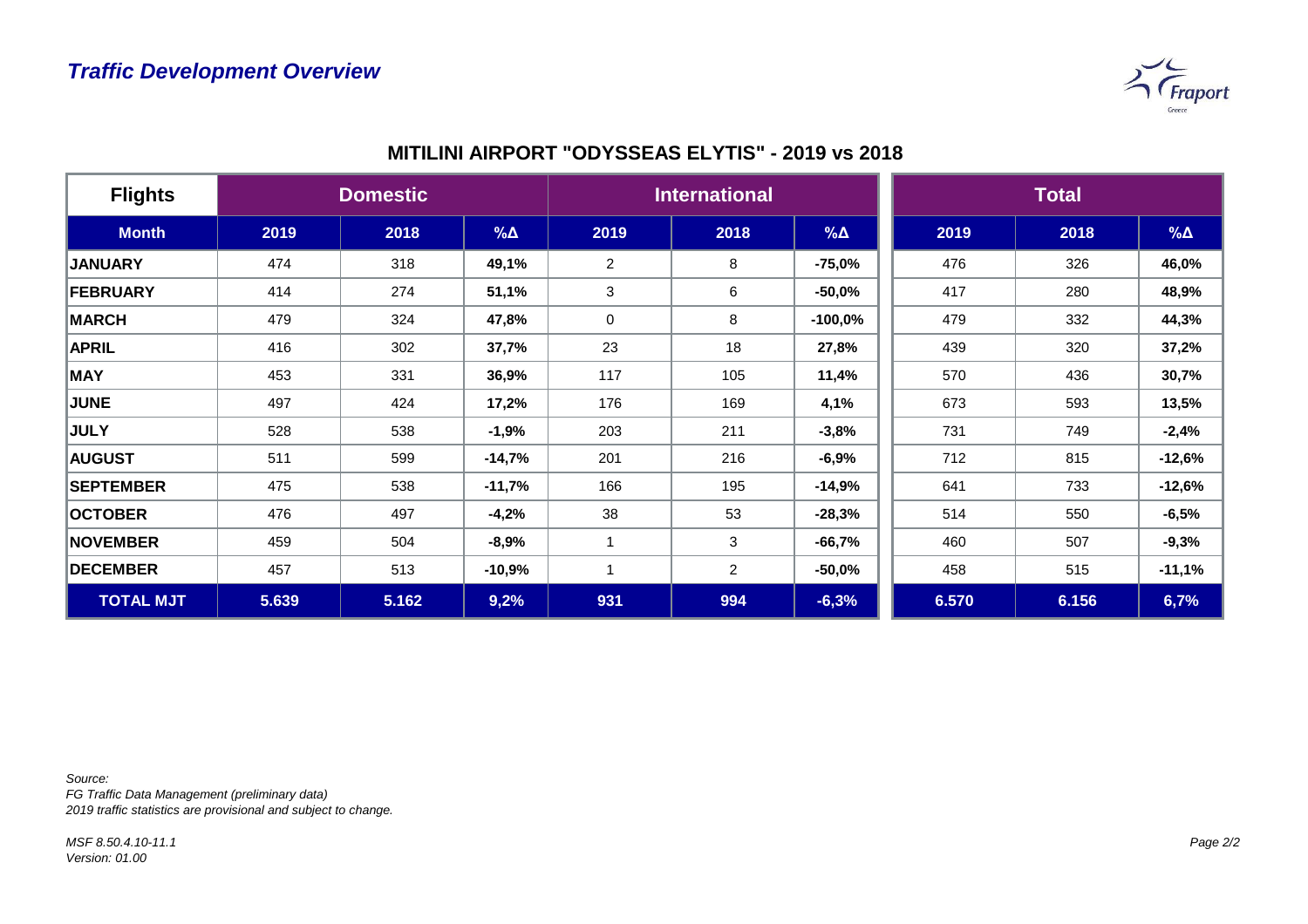## Traffic Development Overview

### MITILINI AIRPORT "ODYSSEAS ELYTIS" - 2019 vs 2018

| Flights | Domestic | | | International | | | Total | | |
|---|---|---|---|---|---|---|---|---|---|
| **Month** | **2019** | **2018** | **%Δ** | **2019** | **2018** | **%Δ** | **2019** | **2018** | **%Δ** |
| **JANUARY** | 474 | 318 | **49,1%** | 2 | 8 | **-75,0%** | 476 | 326 | **46,0%** |
| **FEBRUARY** | 414 | 274 | **51,1%** | 3 | 6 | **-50,0%** | 417 | 280 | **48,9%** |
| **MARCH** | 479 | 324 | **47,8%** | 0 | 8 | **-100,0%** | 479 | 332 | **44,3%** |
| **APRIL** | 416 | 302 | **37,7%** | 23 | 18 | **27,8%** | 439 | 320 | **37,2%** |
| **MAY** | 453 | 331 | **36,9%** | 117 | 105 | **11,4%** | 570 | 436 | **30,7%** |
| **JUNE** | 497 | 424 | **17,2%** | 176 | 169 | **4,1%** | 673 | 593 | **13,5%** |
| **JULY** | 528 | 538 | **-1,9%** | 203 | 211 | **-3,8%** | 731 | 749 | **-2,4%** |
| **AUGUST** | 511 | 599 | **-14,7%** | 201 | 216 | **-6,9%** | 712 | 815 | **-12,6%** |
| **SEPTEMBER** | 475 | 538 | **-11,7%** | 166 | 195 | **-14,9%** | 641 | 733 | **-12,6%** |
| **OCTOBER** | 476 | 497 | **-4,2%** | 38 | 53 | **-28,3%** | 514 | 550 | **-6,5%** |
| **NOVEMBER** | 459 | 504 | **-8,9%** | 1 | 3 | **-66,7%** | 460 | 507 | **-9,3%** |
| **DECEMBER** | 457 | 513 | **-10,9%** | 1 | 2 | **-50,0%** | 458 | 515 | **-11,1%** |
| **TOTAL MJT** | **5.639** | **5.162** | **9,2%** | **931** | **994** | **-6,3%** | **6.570** | **6.156** | **6,7%** |

*Source:*
*FG Traffic Data Management (preliminary data)*
*2019 traffic statistics are provisional and subject to change.*

*MSF 8.50.4.10-11.1*
*Version: 01.00*